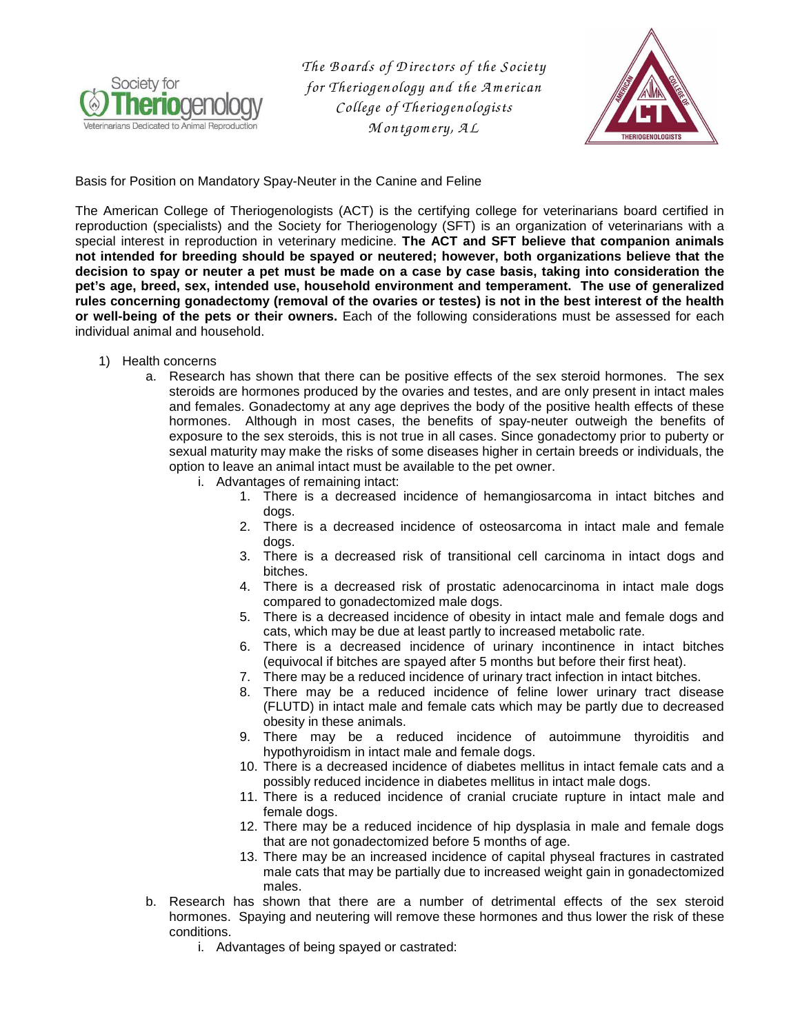*The Boards of Directors of the Society for Theriogenology and the American College of Theriogenologists*
*Montgomery, AL*

Basis for Position on Mandatory Spay-Neuter in the Canine and Feline

The American College of Theriogenologists (ACT) is the certifying college for veterinarians board certified in reproduction (specialists) and the Society for Theriogenology (SFT) is an organization of veterinarians with a special interest in reproduction in veterinary medicine. **The ACT and SFT believe that companion animals not intended for breeding should be spayed or neutered; however, both organizations believe that the decision to spay or neuter a pet must be made on a case by case basis, taking into consideration the pet's age, breed, sex, intended use, household environment and temperament. The use of generalized rules concerning gonadectomy (removal of the ovaries or testes) is not in the best interest of the health or well-being of the pets or their owners.** Each of the following considerations must be assessed for each individual animal and household.

1) Health concerns
   a. Research has shown that there can be positive effects of the sex steroid hormones. The sex steroids are hormones produced by the ovaries and testes, and are only present in intact males and females. Gonadectomy at any age deprives the body of the positive health effects of these hormones. Although in most cases, the benefits of spay-neuter outweigh the benefits of exposure to the sex steroids, this is not true in all cases. Since gonadectomy prior to puberty or sexual maturity may make the risks of some diseases higher in certain breeds or individuals, the option to leave an animal intact must be available to the pet owner.
      i. Advantages of remaining intact:
         1. There is a decreased incidence of hemangiosarcoma in intact bitches and dogs.
         2. There is a decreased incidence of osteosarcoma in intact male and female dogs.
         3. There is a decreased risk of transitional cell carcinoma in intact dogs and bitches.
         4. There is a decreased risk of prostatic adenocarcinoma in intact male dogs compared to gonadectomized male dogs.
         5. There is a decreased incidence of obesity in intact male and female dogs and cats, which may be due at least partly to increased metabolic rate.
         6. There is a decreased incidence of urinary incontinence in intact bitches (equivocal if bitches are spayed after 5 months but before their first heat).
         7. There may be a reduced incidence of urinary tract infection in intact bitches.
         8. There may be a reduced incidence of feline lower urinary tract disease (FLUTD) in intact male and female cats which may be partly due to decreased obesity in these animals.
         9. There may be a reduced incidence of autoimmune thyroiditis and hypothyroidism in intact male and female dogs.
         10. There is a decreased incidence of diabetes mellitus in intact female cats and a possibly reduced incidence in diabetes mellitus in intact male dogs.
         11. There is a reduced incidence of cranial cruciate rupture in intact male and female dogs.
         12. There may be a reduced incidence of hip dysplasia in male and female dogs that are not gonadectomized before 5 months of age.
         13. There may be an increased incidence of capital physeal fractures in castrated male cats that may be partially due to increased weight gain in gonadectomized males.
   b. Research has shown that there are a number of detrimental effects of the sex steroid hormones. Spaying and neutering will remove these hormones and thus lower the risk of these conditions.
      i. Advantages of being spayed or castrated: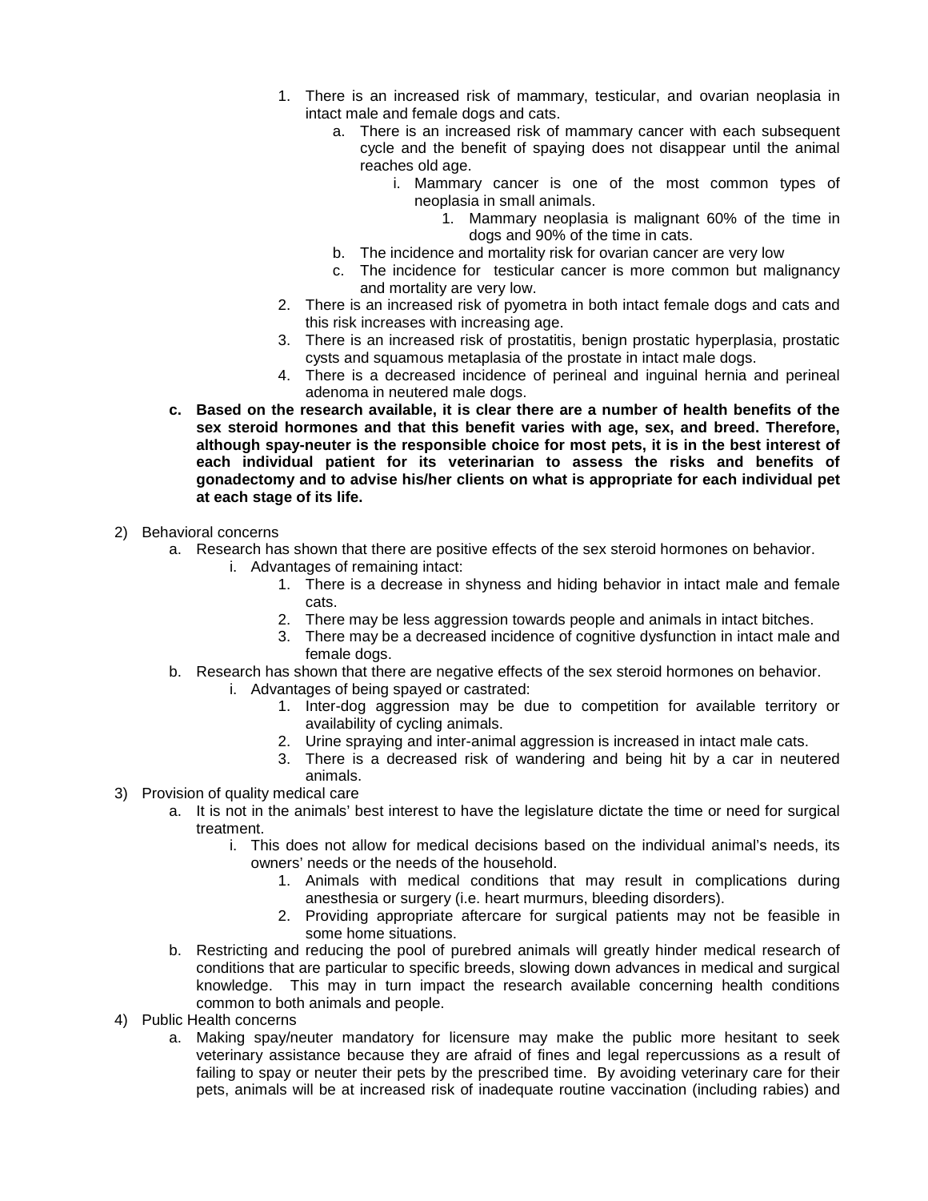1. There is an increased risk of mammary, testicular, and ovarian neoplasia in intact male and female dogs and cats.
    a. There is an increased risk of mammary cancer with each subsequent cycle and the benefit of spaying does not disappear until the animal reaches old age.
        i. Mammary cancer is one of the most common types of neoplasia in small animals.
            1. Mammary neoplasia is malignant 60% of the time in dogs and 90% of the time in cats.
    b. The incidence and mortality risk for ovarian cancer are very low
    c. The incidence for testicular cancer is more common but malignancy and mortality are very low.
2. There is an increased risk of pyometra in both intact female dogs and cats and this risk increases with increasing age.
3. There is an increased risk of prostatitis, benign prostatic hyperplasia, prostatic cysts and squamous metaplasia of the prostate in intact male dogs.
4. There is a decreased incidence of perineal and inguinal hernia and perineal adenoma in neutered male dogs.

**c. Based on the research available, it is clear there are a number of health benefits of the sex steroid hormones and that this benefit varies with age, sex, and breed. Therefore, although spay-neuter is the responsible choice for most pets, it is in the best interest of each individual patient for its veterinarian to assess the risks and benefits of gonadectomy and to advise his/her clients on what is appropriate for each individual pet at each stage of its life.**

2) Behavioral concerns
    a. Research has shown that there are positive effects of the sex steroid hormones on behavior.
        i. Advantages of remaining intact:
            1. There is a decrease in shyness and hiding behavior in intact male and female cats.
            2. There may be less aggression towards people and animals in intact bitches.
            3. There may be a decreased incidence of cognitive dysfunction in intact male and female dogs.
    b. Research has shown that there are negative effects of the sex steroid hormones on behavior.
        i. Advantages of being spayed or castrated:
            1. Inter-dog aggression may be due to competition for available territory or availability of cycling animals.
            2. Urine spraying and inter-animal aggression is increased in intact male cats.
            3. There is a decreased risk of wandering and being hit by a car in neutered animals.

3) Provision of quality medical care
    a. It is not in the animals' best interest to have the legislature dictate the time or need for surgical treatment.
        i. This does not allow for medical decisions based on the individual animal's needs, its owners' needs or the needs of the household.
            1. Animals with medical conditions that may result in complications during anesthesia or surgery (i.e. heart murmurs, bleeding disorders).
            2. Providing appropriate aftercare for surgical patients may not be feasible in some home situations.
    b. Restricting and reducing the pool of purebred animals will greatly hinder medical research of conditions that are particular to specific breeds, slowing down advances in medical and surgical knowledge. This may in turn impact the research available concerning health conditions common to both animals and people.

4) Public Health concerns
    a. Making spay/neuter mandatory for licensure may make the public more hesitant to seek veterinary assistance because they are afraid of fines and legal repercussions as a result of failing to spay or neuter their pets by the prescribed time. By avoiding veterinary care for their pets, animals will be at increased risk of inadequate routine vaccination (including rabies) and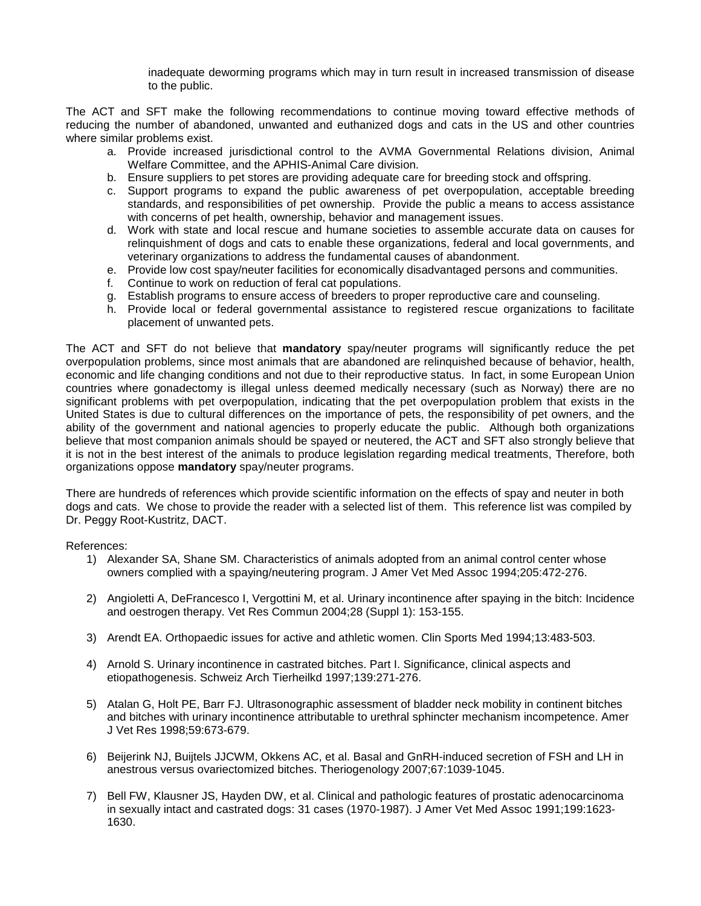inadequate deworming programs which may in turn result in increased transmission of disease to the public.

The ACT and SFT make the following recommendations to continue moving toward effective methods of reducing the number of abandoned, unwanted and euthanized dogs and cats in the US and other countries where similar problems exist.

a. Provide increased jurisdictional control to the AVMA Governmental Relations division, Animal Welfare Committee, and the APHIS-Animal Care division.
b. Ensure suppliers to pet stores are providing adequate care for breeding stock and offspring.
c. Support programs to expand the public awareness of pet overpopulation, acceptable breeding standards, and responsibilities of pet ownership. Provide the public a means to access assistance with concerns of pet health, ownership, behavior and management issues.
d. Work with state and local rescue and humane societies to assemble accurate data on causes for relinquishment of dogs and cats to enable these organizations, federal and local governments, and veterinary organizations to address the fundamental causes of abandonment.
e. Provide low cost spay/neuter facilities for economically disadvantaged persons and communities.
f. Continue to work on reduction of feral cat populations.
g. Establish programs to ensure access of breeders to proper reproductive care and counseling.
h. Provide local or federal governmental assistance to registered rescue organizations to facilitate placement of unwanted pets.

The ACT and SFT do not believe that **mandatory** spay/neuter programs will significantly reduce the pet overpopulation problems, since most animals that are abandoned are relinquished because of behavior, health, economic and life changing conditions and not due to their reproductive status. In fact, in some European Union countries where gonadectomy is illegal unless deemed medically necessary (such as Norway) there are no significant problems with pet overpopulation, indicating that the pet overpopulation problem that exists in the United States is due to cultural differences on the importance of pets, the responsibility of pet owners, and the ability of the government and national agencies to properly educate the public. Although both organizations believe that most companion animals should be spayed or neutered, the ACT and SFT also strongly believe that it is not in the best interest of the animals to produce legislation regarding medical treatments, Therefore, both organizations oppose **mandatory** spay/neuter programs.

There are hundreds of references which provide scientific information on the effects of spay and neuter in both dogs and cats. We chose to provide the reader with a selected list of them. This reference list was compiled by Dr. Peggy Root-Kustritz, DACT.

References:

1) Alexander SA, Shane SM. Characteristics of animals adopted from an animal control center whose owners complied with a spaying/neutering program. J Amer Vet Med Assoc 1994;205:472-276.

2) Angioletti A, DeFrancesco I, Vergottini M, et al. Urinary incontinence after spaying in the bitch: Incidence and oestrogen therapy. Vet Res Commun 2004;28 (Suppl 1): 153-155.

3) Arendt EA. Orthopaedic issues for active and athletic women. Clin Sports Med 1994;13:483-503.

4) Arnold S. Urinary incontinence in castrated bitches. Part I. Significance, clinical aspects and etiopathogenesis. Schweiz Arch Tierheilkd 1997;139:271-276.

5) Atalan G, Holt PE, Barr FJ. Ultrasonographic assessment of bladder neck mobility in continent bitches and bitches with urinary incontinence attributable to urethral sphincter mechanism incompetence. Amer J Vet Res 1998;59:673-679.

6) Beijerink NJ, Buijtels JJCWM, Okkens AC, et al. Basal and GnRH-induced secretion of FSH and LH in anestrous versus ovariectomized bitches. Theriogenology 2007;67:1039-1045.

7) Bell FW, Klausner JS, Hayden DW, et al. Clinical and pathologic features of prostatic adenocarcinoma in sexually intact and castrated dogs: 31 cases (1970-1987). J Amer Vet Med Assoc 1991;199:1623-1630.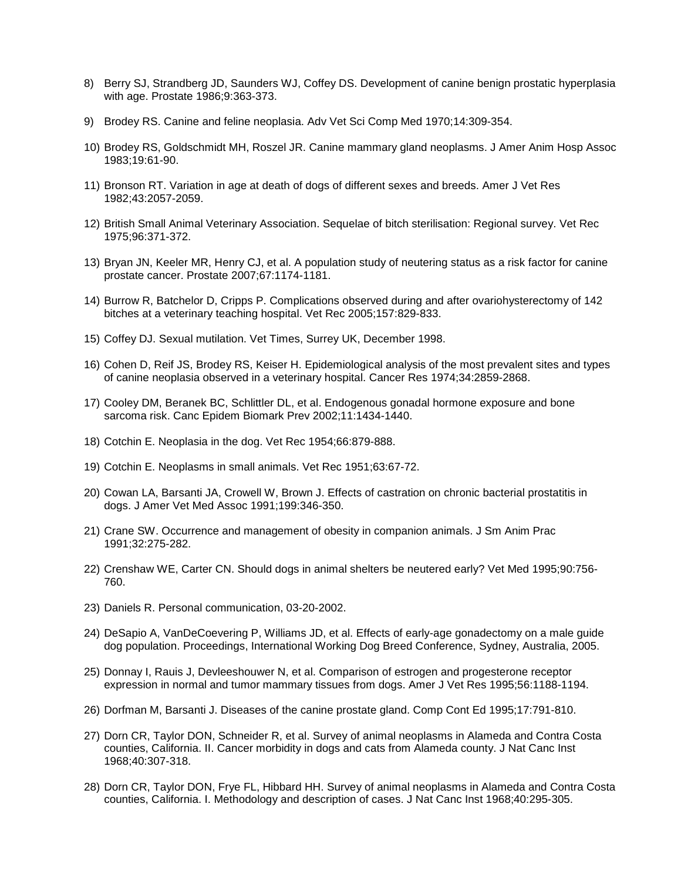8) Berry SJ, Strandberg JD, Saunders WJ, Coffey DS. Development of canine benign prostatic hyperplasia with age. Prostate 1986;9:363-373.

9) Brodey RS. Canine and feline neoplasia. Adv Vet Sci Comp Med 1970;14:309-354.

10) Brodey RS, Goldschmidt MH, Roszel JR. Canine mammary gland neoplasms. J Amer Anim Hosp Assoc 1983;19:61-90.

11) Bronson RT. Variation in age at death of dogs of different sexes and breeds. Amer J Vet Res 1982;43:2057-2059.

12) British Small Animal Veterinary Association. Sequelae of bitch sterilisation: Regional survey. Vet Rec 1975;96:371-372.

13) Bryan JN, Keeler MR, Henry CJ, et al. A population study of neutering status as a risk factor for canine prostate cancer. Prostate 2007;67:1174-1181.

14) Burrow R, Batchelor D, Cripps P. Complications observed during and after ovariohysterectomy of 142 bitches at a veterinary teaching hospital. Vet Rec 2005;157:829-833.

15) Coffey DJ. Sexual mutilation. Vet Times, Surrey UK, December 1998.

16) Cohen D, Reif JS, Brodey RS, Keiser H. Epidemiological analysis of the most prevalent sites and types of canine neoplasia observed in a veterinary hospital. Cancer Res 1974;34:2859-2868.

17) Cooley DM, Beranek BC, Schlittler DL, et al. Endogenous gonadal hormone exposure and bone sarcoma risk. Canc Epidem Biomark Prev 2002;11:1434-1440.

18) Cotchin E. Neoplasia in the dog. Vet Rec 1954;66:879-888.

19) Cotchin E. Neoplasms in small animals. Vet Rec 1951;63:67-72.

20) Cowan LA, Barsanti JA, Crowell W, Brown J. Effects of castration on chronic bacterial prostatitis in dogs. J Amer Vet Med Assoc 1991;199:346-350.

21) Crane SW. Occurrence and management of obesity in companion animals. J Sm Anim Prac 1991;32:275-282.

22) Crenshaw WE, Carter CN. Should dogs in animal shelters be neutered early? Vet Med 1995;90:756-760.

23) Daniels R. Personal communication, 03-20-2002.

24) DeSapio A, VanDeCoevering P, Williams JD, et al. Effects of early-age gonadectomy on a male guide dog population. Proceedings, International Working Dog Breed Conference, Sydney, Australia, 2005.

25) Donnay I, Rauis J, Devleeshouwer N, et al. Comparison of estrogen and progesterone receptor expression in normal and tumor mammary tissues from dogs. Amer J Vet Res 1995;56:1188-1194.

26) Dorfman M, Barsanti J. Diseases of the canine prostate gland. Comp Cont Ed 1995;17:791-810.

27) Dorn CR, Taylor DON, Schneider R, et al. Survey of animal neoplasms in Alameda and Contra Costa counties, California. II. Cancer morbidity in dogs and cats from Alameda county. J Nat Canc Inst 1968;40:307-318.

28) Dorn CR, Taylor DON, Frye FL, Hibbard HH. Survey of animal neoplasms in Alameda and Contra Costa counties, California. I. Methodology and description of cases. J Nat Canc Inst 1968;40:295-305.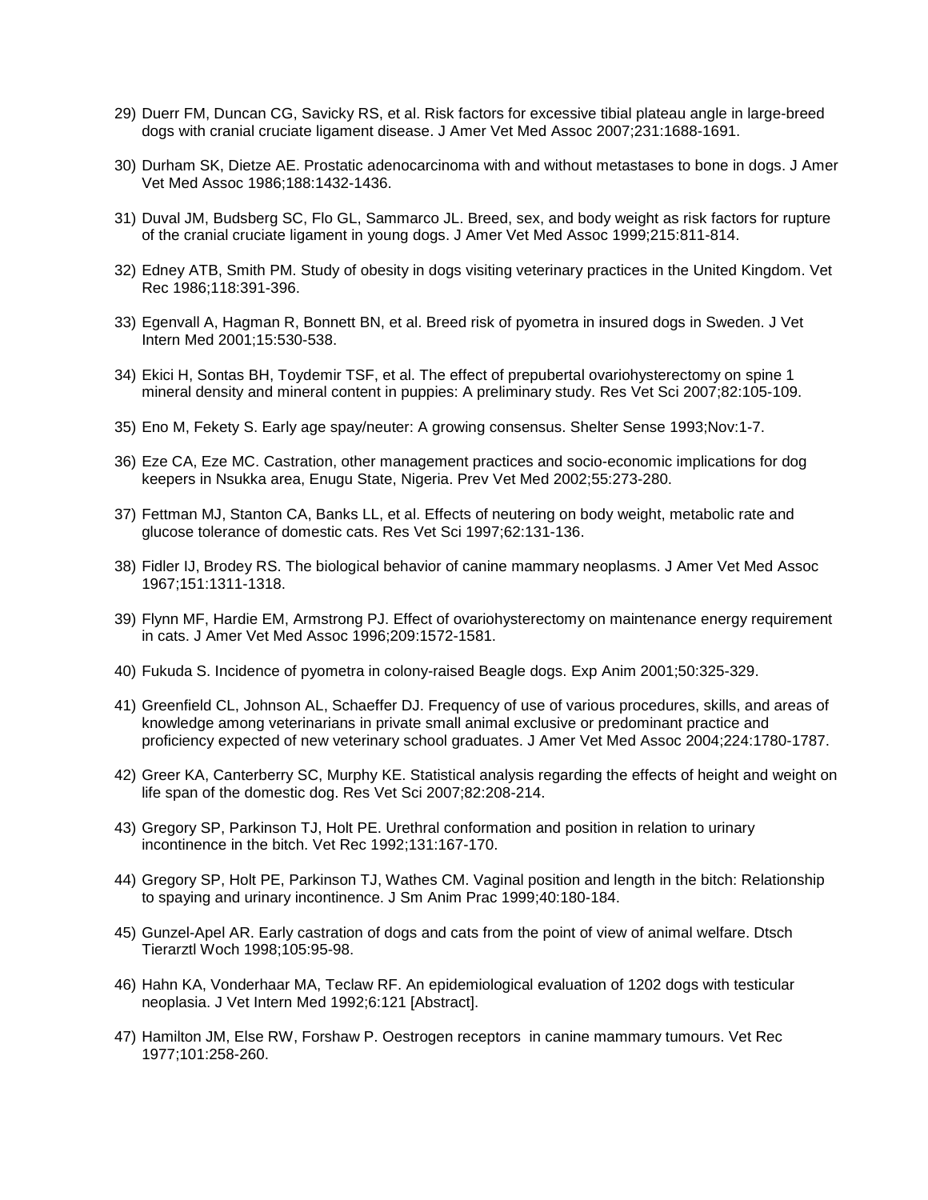29) Duerr FM, Duncan CG, Savicky RS, et al. Risk factors for excessive tibial plateau angle in large-breed dogs with cranial cruciate ligament disease. J Amer Vet Med Assoc 2007;231:1688-1691.

30) Durham SK, Dietze AE. Prostatic adenocarcinoma with and without metastases to bone in dogs. J Amer Vet Med Assoc 1986;188:1432-1436.

31) Duval JM, Budsberg SC, Flo GL, Sammarco JL. Breed, sex, and body weight as risk factors for rupture of the cranial cruciate ligament in young dogs. J Amer Vet Med Assoc 1999;215:811-814.

32) Edney ATB, Smith PM. Study of obesity in dogs visiting veterinary practices in the United Kingdom. Vet Rec 1986;118:391-396.

33) Egenvall A, Hagman R, Bonnett BN, et al. Breed risk of pyometra in insured dogs in Sweden. J Vet Intern Med 2001;15:530-538.

34) Ekici H, Sontas BH, Toydemir TSF, et al. The effect of prepubertal ovariohysterectomy on spine 1 mineral density and mineral content in puppies: A preliminary study. Res Vet Sci 2007;82:105-109.

35) Eno M, Fekety S. Early age spay/neuter: A growing consensus. Shelter Sense 1993;Nov:1-7.

36) Eze CA, Eze MC. Castration, other management practices and socio-economic implications for dog keepers in Nsukka area, Enugu State, Nigeria. Prev Vet Med 2002;55:273-280.

37) Fettman MJ, Stanton CA, Banks LL, et al. Effects of neutering on body weight, metabolic rate and glucose tolerance of domestic cats. Res Vet Sci 1997;62:131-136.

38) Fidler IJ, Brodey RS. The biological behavior of canine mammary neoplasms. J Amer Vet Med Assoc 1967;151:1311-1318.

39) Flynn MF, Hardie EM, Armstrong PJ. Effect of ovariohysterectomy on maintenance energy requirement in cats. J Amer Vet Med Assoc 1996;209:1572-1581.

40) Fukuda S. Incidence of pyometra in colony-raised Beagle dogs. Exp Anim 2001;50:325-329.

41) Greenfield CL, Johnson AL, Schaeffer DJ. Frequency of use of various procedures, skills, and areas of knowledge among veterinarians in private small animal exclusive or predominant practice and proficiency expected of new veterinary school graduates. J Amer Vet Med Assoc 2004;224:1780-1787.

42) Greer KA, Canterberry SC, Murphy KE. Statistical analysis regarding the effects of height and weight on life span of the domestic dog. Res Vet Sci 2007;82:208-214.

43) Gregory SP, Parkinson TJ, Holt PE. Urethral conformation and position in relation to urinary incontinence in the bitch. Vet Rec 1992;131:167-170.

44) Gregory SP, Holt PE, Parkinson TJ, Wathes CM. Vaginal position and length in the bitch: Relationship to spaying and urinary incontinence. J Sm Anim Prac 1999;40:180-184.

45) Gunzel-Apel AR. Early castration of dogs and cats from the point of view of animal welfare. Dtsch Tierarztl Woch 1998;105:95-98.

46) Hahn KA, Vonderhaar MA, Teclaw RF. An epidemiological evaluation of 1202 dogs with testicular neoplasia. J Vet Intern Med 1992;6:121 [Abstract].

47) Hamilton JM, Else RW, Forshaw P. Oestrogen receptors in canine mammary tumours. Vet Rec 1977;101:258-260.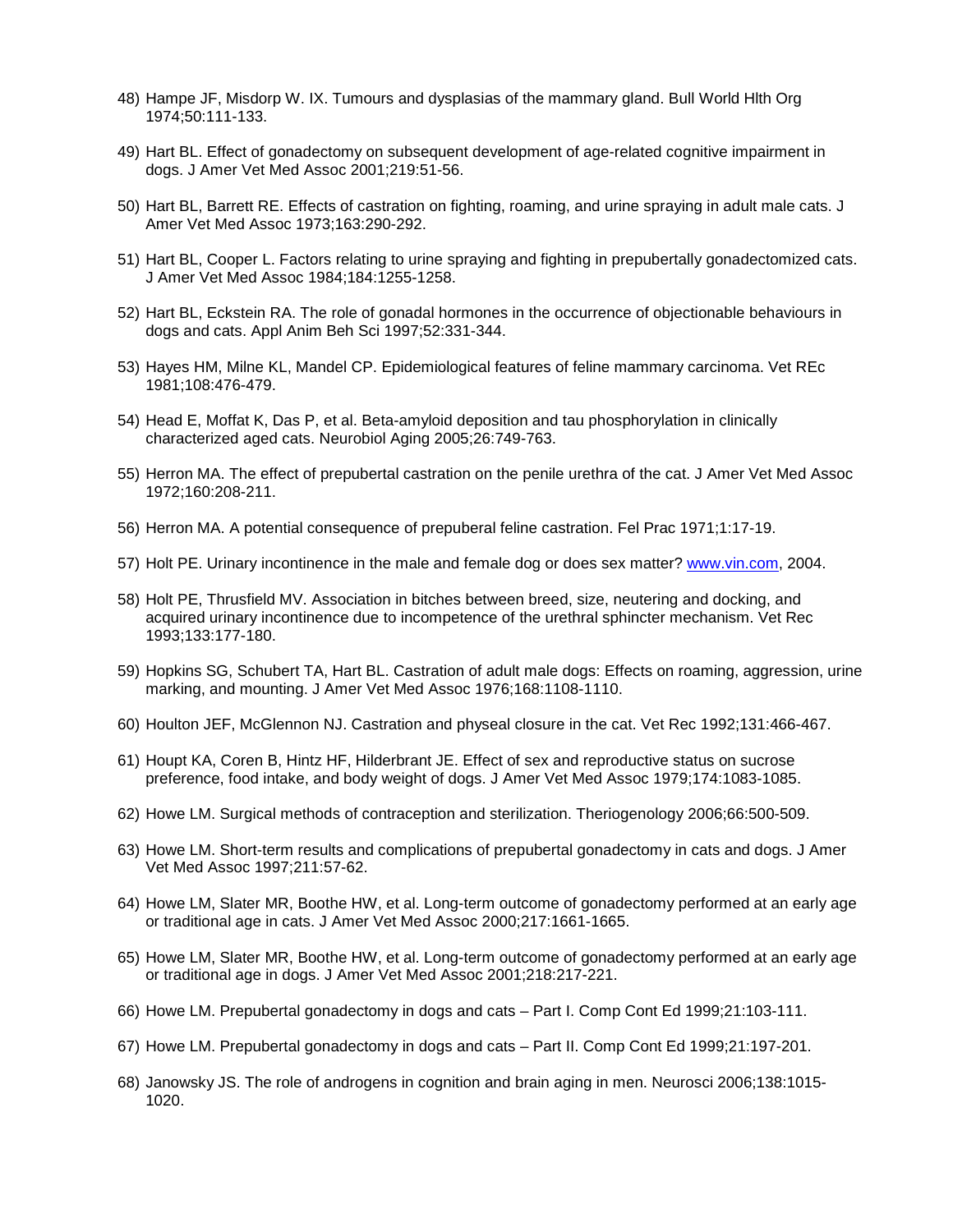48) Hampe JF, Misdorp W. IX. Tumours and dysplasias of the mammary gland. Bull World Hlth Org 1974;50:111-133.

49) Hart BL. Effect of gonadectomy on subsequent development of age-related cognitive impairment in dogs. J Amer Vet Med Assoc 2001;219:51-56.

50) Hart BL, Barrett RE. Effects of castration on fighting, roaming, and urine spraying in adult male cats. J Amer Vet Med Assoc 1973;163:290-292.

51) Hart BL, Cooper L. Factors relating to urine spraying and fighting in prepubertally gonadectomized cats. J Amer Vet Med Assoc 1984;184:1255-1258.

52) Hart BL, Eckstein RA. The role of gonadal hormones in the occurrence of objectionable behaviours in dogs and cats. Appl Anim Beh Sci 1997;52:331-344.

53) Hayes HM, Milne KL, Mandel CP. Epidemiological features of feline mammary carcinoma. Vet REc 1981;108:476-479.

54) Head E, Moffat K, Das P, et al. Beta-amyloid deposition and tau phosphorylation in clinically characterized aged cats. Neurobiol Aging 2005;26:749-763.

55) Herron MA. The effect of prepubertal castration on the penile urethra of the cat. J Amer Vet Med Assoc 1972;160:208-211.

56) Herron MA. A potential consequence of prepuberal feline castration. Fel Prac 1971;1:17-19.

57) Holt PE. Urinary incontinence in the male and female dog or does sex matter? www.vin.com, 2004.

58) Holt PE, Thrusfield MV. Association in bitches between breed, size, neutering and docking, and acquired urinary incontinence due to incompetence of the urethral sphincter mechanism. Vet Rec 1993;133:177-180.

59) Hopkins SG, Schubert TA, Hart BL. Castration of adult male dogs: Effects on roaming, aggression, urine marking, and mounting. J Amer Vet Med Assoc 1976;168:1108-1110.

60) Houlton JEF, McGlennon NJ. Castration and physeal closure in the cat. Vet Rec 1992;131:466-467.

61) Houpt KA, Coren B, Hintz HF, Hilderbrant JE. Effect of sex and reproductive status on sucrose preference, food intake, and body weight of dogs. J Amer Vet Med Assoc 1979;174:1083-1085.

62) Howe LM. Surgical methods of contraception and sterilization. Theriogenology 2006;66:500-509.

63) Howe LM. Short-term results and complications of prepubertal gonadectomy in cats and dogs. J Amer Vet Med Assoc 1997;211:57-62.

64) Howe LM, Slater MR, Boothe HW, et al. Long-term outcome of gonadectomy performed at an early age or traditional age in cats. J Amer Vet Med Assoc 2000;217:1661-1665.

65) Howe LM, Slater MR, Boothe HW, et al. Long-term outcome of gonadectomy performed at an early age or traditional age in dogs. J Amer Vet Med Assoc 2001;218:217-221.

66) Howe LM. Prepubertal gonadectomy in dogs and cats – Part I. Comp Cont Ed 1999;21:103-111.

67) Howe LM. Prepubertal gonadectomy in dogs and cats – Part II. Comp Cont Ed 1999;21:197-201.

68) Janowsky JS. The role of androgens in cognition and brain aging in men. Neurosci 2006;138:1015-1020.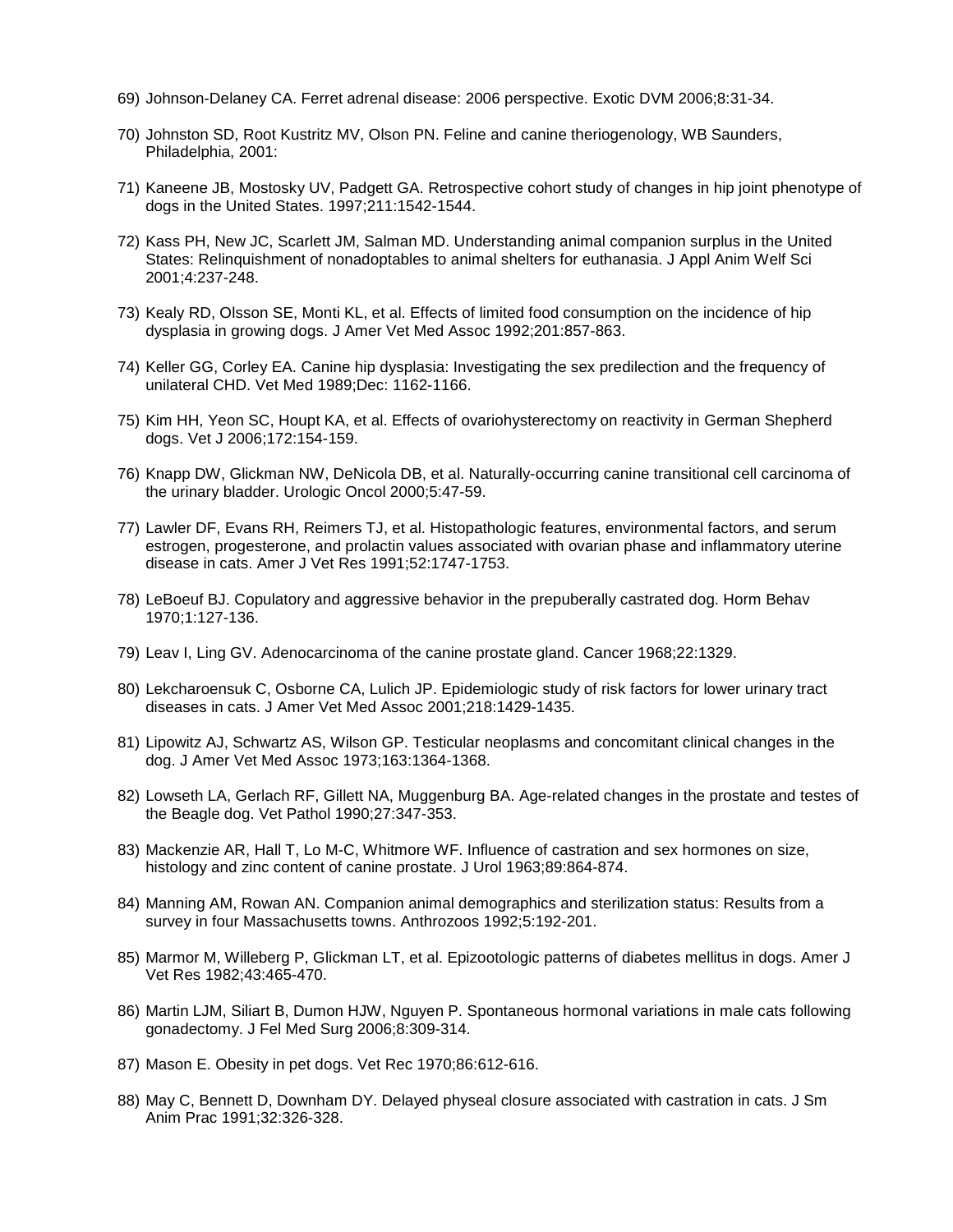69) Johnson-Delaney CA. Ferret adrenal disease: 2006 perspective. Exotic DVM 2006;8:31-34.

70) Johnston SD, Root Kustritz MV, Olson PN. Feline and canine theriogenology, WB Saunders, Philadelphia, 2001:

71) Kaneene JB, Mostosky UV, Padgett GA. Retrospective cohort study of changes in hip joint phenotype of dogs in the United States. 1997;211:1542-1544.

72) Kass PH, New JC, Scarlett JM, Salman MD. Understanding animal companion surplus in the United States: Relinquishment of nonadoptables to animal shelters for euthanasia. J Appl Anim Welf Sci 2001;4:237-248.

73) Kealy RD, Olsson SE, Monti KL, et al. Effects of limited food consumption on the incidence of hip dysplasia in growing dogs. J Amer Vet Med Assoc 1992;201:857-863.

74) Keller GG, Corley EA. Canine hip dysplasia: Investigating the sex predilection and the frequency of unilateral CHD. Vet Med 1989;Dec: 1162-1166.

75) Kim HH, Yeon SC, Houpt KA, et al. Effects of ovariohysterectomy on reactivity in German Shepherd dogs. Vet J 2006;172:154-159.

76) Knapp DW, Glickman NW, DeNicola DB, et al. Naturally-occurring canine transitional cell carcinoma of the urinary bladder. Urologic Oncol 2000;5:47-59.

77) Lawler DF, Evans RH, Reimers TJ, et al. Histopathologic features, environmental factors, and serum estrogen, progesterone, and prolactin values associated with ovarian phase and inflammatory uterine disease in cats. Amer J Vet Res 1991;52:1747-1753.

78) LeBoeuf BJ. Copulatory and aggressive behavior in the prepuberally castrated dog. Horm Behav 1970;1:127-136.

79) Leav I, Ling GV. Adenocarcinoma of the canine prostate gland. Cancer 1968;22:1329.

80) Lekcharoensuk C, Osborne CA, Lulich JP. Epidemiologic study of risk factors for lower urinary tract diseases in cats. J Amer Vet Med Assoc 2001;218:1429-1435.

81) Lipowitz AJ, Schwartz AS, Wilson GP. Testicular neoplasms and concomitant clinical changes in the dog. J Amer Vet Med Assoc 1973;163:1364-1368.

82) Lowseth LA, Gerlach RF, Gillett NA, Muggenburg BA. Age-related changes in the prostate and testes of the Beagle dog. Vet Pathol 1990;27:347-353.

83) Mackenzie AR, Hall T, Lo M-C, Whitmore WF. Influence of castration and sex hormones on size, histology and zinc content of canine prostate. J Urol 1963;89:864-874.

84) Manning AM, Rowan AN. Companion animal demographics and sterilization status: Results from a survey in four Massachusetts towns. Anthrozoos 1992;5:192-201.

85) Marmor M, Willeberg P, Glickman LT, et al. Epizootologic patterns of diabetes mellitus in dogs. Amer J Vet Res 1982;43:465-470.

86) Martin LJM, Siliart B, Dumon HJW, Nguyen P. Spontaneous hormonal variations in male cats following gonadectomy. J Fel Med Surg 2006;8:309-314.

87) Mason E. Obesity in pet dogs. Vet Rec 1970;86:612-616.

88) May C, Bennett D, Downham DY. Delayed physeal closure associated with castration in cats. J Sm Anim Prac 1991;32:326-328.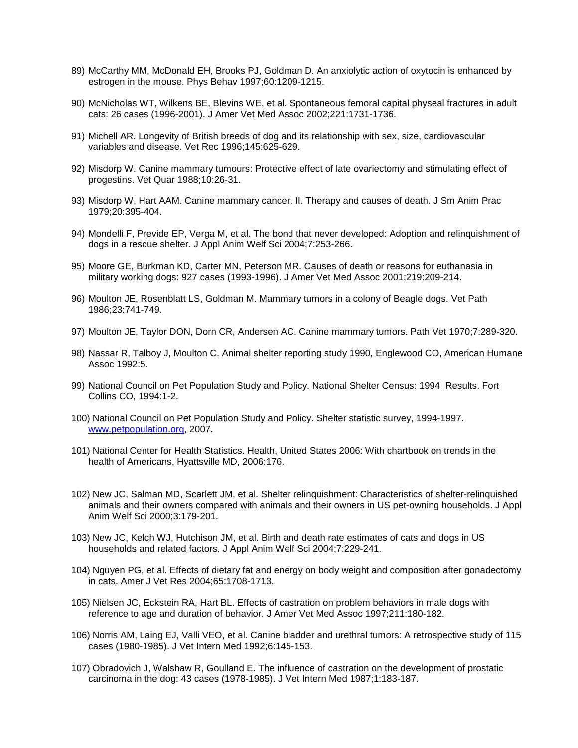89) McCarthy MM, McDonald EH, Brooks PJ, Goldman D. An anxiolytic action of oxytocin is enhanced by estrogen in the mouse. Phys Behav 1997;60:1209-1215.

90) McNicholas WT, Wilkens BE, Blevins WE, et al. Spontaneous femoral capital physeal fractures in adult cats: 26 cases (1996-2001). J Amer Vet Med Assoc 2002;221:1731-1736.

91) Michell AR. Longevity of British breeds of dog and its relationship with sex, size, cardiovascular variables and disease. Vet Rec 1996;145:625-629.

92) Misdorp W. Canine mammary tumours: Protective effect of late ovariectomy and stimulating effect of progestins. Vet Quar 1988;10:26-31.

93) Misdorp W, Hart AAM. Canine mammary cancer. II. Therapy and causes of death. J Sm Anim Prac 1979;20:395-404.

94) Mondelli F, Previde EP, Verga M, et al. The bond that never developed: Adoption and relinquishment of dogs in a rescue shelter. J Appl Anim Welf Sci 2004;7:253-266.

95) Moore GE, Burkman KD, Carter MN, Peterson MR. Causes of death or reasons for euthanasia in military working dogs: 927 cases (1993-1996). J Amer Vet Med Assoc 2001;219:209-214.

96) Moulton JE, Rosenblatt LS, Goldman M. Mammary tumors in a colony of Beagle dogs. Vet Path 1986;23:741-749.

97) Moulton JE, Taylor DON, Dorn CR, Andersen AC. Canine mammary tumors. Path Vet 1970;7:289-320.

98) Nassar R, Talboy J, Moulton C. Animal shelter reporting study 1990, Englewood CO, American Humane Assoc 1992:5.

99) National Council on Pet Population Study and Policy. National Shelter Census: 1994 Results. Fort Collins CO, 1994:1-2.

100) National Council on Pet Population Study and Policy. Shelter statistic survey, 1994-1997. www.petpopulation.org, 2007.

101) National Center for Health Statistics. Health, United States 2006: With chartbook on trends in the health of Americans, Hyattsville MD, 2006:176.

102) New JC, Salman MD, Scarlett JM, et al. Shelter relinquishment: Characteristics of shelter-relinquished animals and their owners compared with animals and their owners in US pet-owning households. J Appl Anim Welf Sci 2000;3:179-201.

103) New JC, Kelch WJ, Hutchison JM, et al. Birth and death rate estimates of cats and dogs in US households and related factors. J Appl Anim Welf Sci 2004;7:229-241.

104) Nguyen PG, et al. Effects of dietary fat and energy on body weight and composition after gonadectomy in cats. Amer J Vet Res 2004;65:1708-1713.

105) Nielsen JC, Eckstein RA, Hart BL. Effects of castration on problem behaviors in male dogs with reference to age and duration of behavior. J Amer Vet Med Assoc 1997;211:180-182.

106) Norris AM, Laing EJ, Valli VEO, et al. Canine bladder and urethral tumors: A retrospective study of 115 cases (1980-1985). J Vet Intern Med 1992;6:145-153.

107) Obradovich J, Walshaw R, Goulland E. The influence of castration on the development of prostatic carcinoma in the dog: 43 cases (1978-1985). J Vet Intern Med 1987;1:183-187.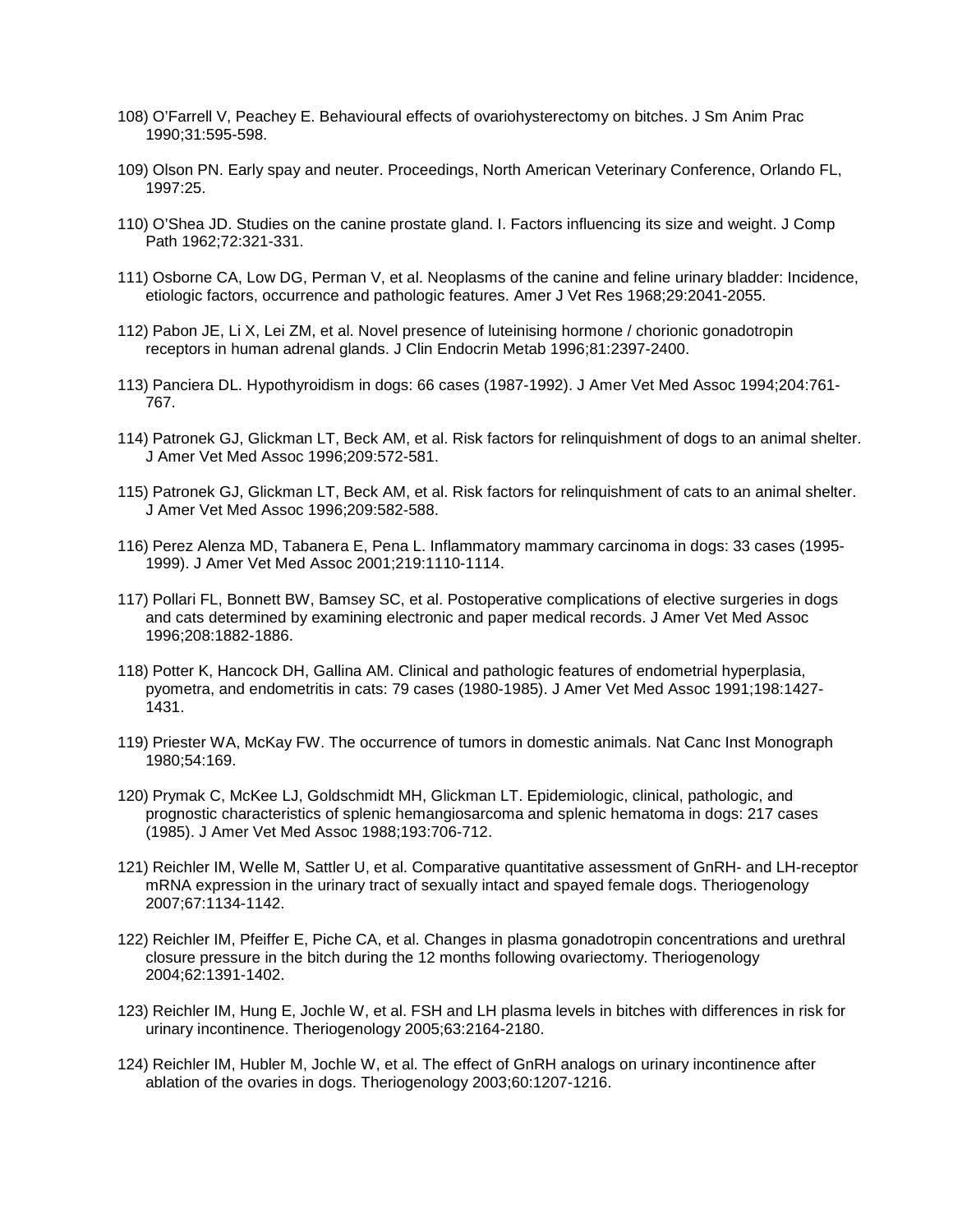108) O'Farrell V, Peachey E. Behavioural effects of ovariohysterectomy on bitches. J Sm Anim Prac 1990;31:595-598.

109) Olson PN. Early spay and neuter. Proceedings, North American Veterinary Conference, Orlando FL, 1997:25.

110) O'Shea JD. Studies on the canine prostate gland. I. Factors influencing its size and weight. J Comp Path 1962;72:321-331.

111) Osborne CA, Low DG, Perman V, et al. Neoplasms of the canine and feline urinary bladder: Incidence, etiologic factors, occurrence and pathologic features. Amer J Vet Res 1968;29:2041-2055.

112) Pabon JE, Li X, Lei ZM, et al. Novel presence of luteinising hormone / chorionic gonadotropin receptors in human adrenal glands. J Clin Endocrin Metab 1996;81:2397-2400.

113) Panciera DL. Hypothyroidism in dogs: 66 cases (1987-1992). J Amer Vet Med Assoc 1994;204:761-767.

114) Patronek GJ, Glickman LT, Beck AM, et al. Risk factors for relinquishment of dogs to an animal shelter. J Amer Vet Med Assoc 1996;209:572-581.

115) Patronek GJ, Glickman LT, Beck AM, et al. Risk factors for relinquishment of cats to an animal shelter. J Amer Vet Med Assoc 1996;209:582-588.

116) Perez Alenza MD, Tabanera E, Pena L. Inflammatory mammary carcinoma in dogs: 33 cases (1995-1999). J Amer Vet Med Assoc 2001;219:1110-1114.

117) Pollari FL, Bonnett BW, Bamsey SC, et al. Postoperative complications of elective surgeries in dogs and cats determined by examining electronic and paper medical records. J Amer Vet Med Assoc 1996;208:1882-1886.

118) Potter K, Hancock DH, Gallina AM. Clinical and pathologic features of endometrial hyperplasia, pyometra, and endometritis in cats: 79 cases (1980-1985). J Amer Vet Med Assoc 1991;198:1427-1431.

119) Priester WA, McKay FW. The occurrence of tumors in domestic animals. Nat Canc Inst Monograph 1980;54:169.

120) Prymak C, McKee LJ, Goldschmidt MH, Glickman LT. Epidemiologic, clinical, pathologic, and prognostic characteristics of splenic hemangiosarcoma and splenic hematoma in dogs: 217 cases (1985). J Amer Vet Med Assoc 1988;193:706-712.

121) Reichler IM, Welle M, Sattler U, et al. Comparative quantitative assessment of GnRH- and LH-receptor mRNA expression in the urinary tract of sexually intact and spayed female dogs. Theriogenology 2007;67:1134-1142.

122) Reichler IM, Pfeiffer E, Piche CA, et al. Changes in plasma gonadotropin concentrations and urethral closure pressure in the bitch during the 12 months following ovariectomy. Theriogenology 2004;62:1391-1402.

123) Reichler IM, Hung E, Jochle W, et al. FSH and LH plasma levels in bitches with differences in risk for urinary incontinence. Theriogenology 2005;63:2164-2180.

124) Reichler IM, Hubler M, Jochle W, et al. The effect of GnRH analogs on urinary incontinence after ablation of the ovaries in dogs. Theriogenology 2003;60:1207-1216.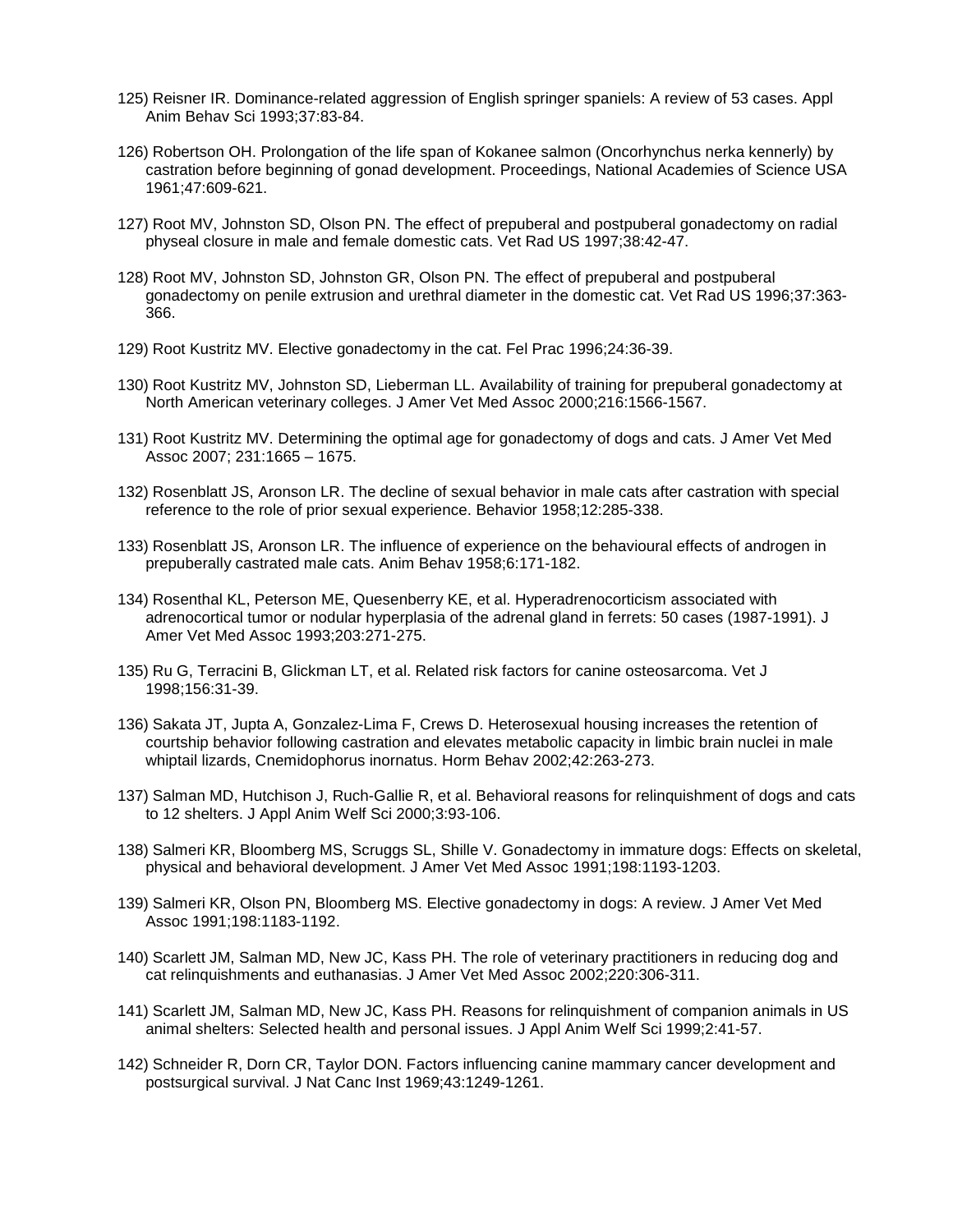125) Reisner IR. Dominance-related aggression of English springer spaniels: A review of 53 cases. Appl Anim Behav Sci 1993;37:83-84.

126) Robertson OH. Prolongation of the life span of Kokanee salmon (Oncorhynchus nerka kennerly) by castration before beginning of gonad development. Proceedings, National Academies of Science USA 1961;47:609-621.

127) Root MV, Johnston SD, Olson PN. The effect of prepuberal and postpuberal gonadectomy on radial physeal closure in male and female domestic cats. Vet Rad US 1997;38:42-47.

128) Root MV, Johnston SD, Johnston GR, Olson PN. The effect of prepuberal and postpuberal gonadectomy on penile extrusion and urethral diameter in the domestic cat. Vet Rad US 1996;37:363-366.

129) Root Kustritz MV. Elective gonadectomy in the cat. Fel Prac 1996;24:36-39.

130) Root Kustritz MV, Johnston SD, Lieberman LL. Availability of training for prepuberal gonadectomy at North American veterinary colleges. J Amer Vet Med Assoc 2000;216:1566-1567.

131) Root Kustritz MV. Determining the optimal age for gonadectomy of dogs and cats. J Amer Vet Med Assoc 2007; 231:1665 – 1675.

132) Rosenblatt JS, Aronson LR. The decline of sexual behavior in male cats after castration with special reference to the role of prior sexual experience. Behavior 1958;12:285-338.

133) Rosenblatt JS, Aronson LR. The influence of experience on the behavioural effects of androgen in prepuberally castrated male cats. Anim Behav 1958;6:171-182.

134) Rosenthal KL, Peterson ME, Quesenberry KE, et al. Hyperadrenocorticism associated with adrenocortical tumor or nodular hyperplasia of the adrenal gland in ferrets: 50 cases (1987-1991). J Amer Vet Med Assoc 1993;203:271-275.

135) Ru G, Terracini B, Glickman LT, et al. Related risk factors for canine osteosarcoma. Vet J 1998;156:31-39.

136) Sakata JT, Jupta A, Gonzalez-Lima F, Crews D. Heterosexual housing increases the retention of courtship behavior following castration and elevates metabolic capacity in limbic brain nuclei in male whiptail lizards, Cnemidophorus inornatus. Horm Behav 2002;42:263-273.

137) Salman MD, Hutchison J, Ruch-Gallie R, et al. Behavioral reasons for relinquishment of dogs and cats to 12 shelters. J Appl Anim Welf Sci 2000;3:93-106.

138) Salmeri KR, Bloomberg MS, Scruggs SL, Shille V. Gonadectomy in immature dogs: Effects on skeletal, physical and behavioral development. J Amer Vet Med Assoc 1991;198:1193-1203.

139) Salmeri KR, Olson PN, Bloomberg MS. Elective gonadectomy in dogs: A review. J Amer Vet Med Assoc 1991;198:1183-1192.

140) Scarlett JM, Salman MD, New JC, Kass PH. The role of veterinary practitioners in reducing dog and cat relinquishments and euthanasias. J Amer Vet Med Assoc 2002;220:306-311.

141) Scarlett JM, Salman MD, New JC, Kass PH. Reasons for relinquishment of companion animals in US animal shelters: Selected health and personal issues. J Appl Anim Welf Sci 1999;2:41-57.

142) Schneider R, Dorn CR, Taylor DON. Factors influencing canine mammary cancer development and postsurgical survival. J Nat Canc Inst 1969;43:1249-1261.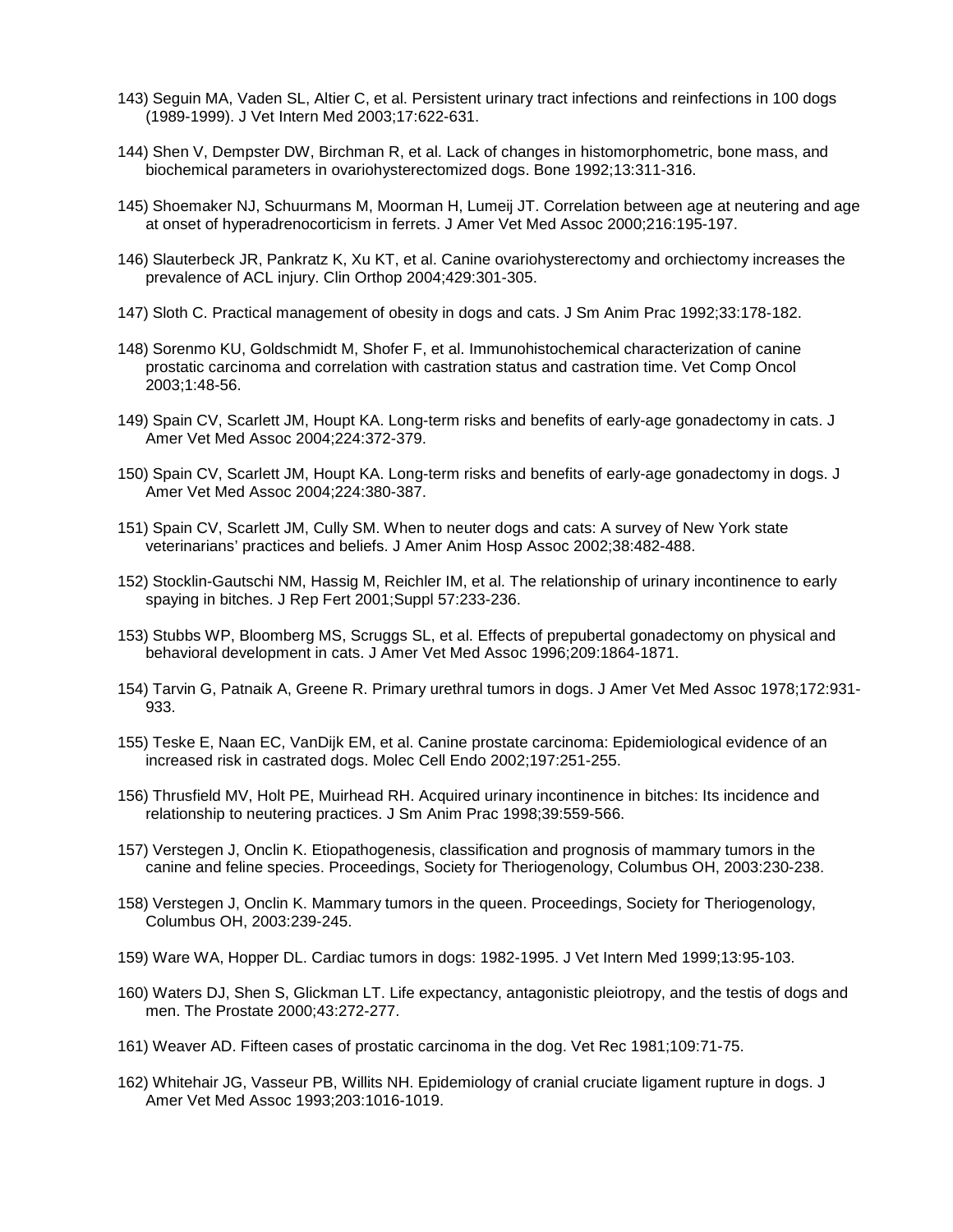143) Seguin MA, Vaden SL, Altier C, et al. Persistent urinary tract infections and reinfections in 100 dogs (1989-1999). J Vet Intern Med 2003;17:622-631.

144) Shen V, Dempster DW, Birchman R, et al. Lack of changes in histomorphometric, bone mass, and biochemical parameters in ovariohysterectomized dogs. Bone 1992;13:311-316.

145) Shoemaker NJ, Schuurmans M, Moorman H, Lumeij JT. Correlation between age at neutering and age at onset of hyperadrenocorticism in ferrets. J Amer Vet Med Assoc 2000;216:195-197.

146) Slauterbeck JR, Pankratz K, Xu KT, et al. Canine ovariohysterectomy and orchiectomy increases the prevalence of ACL injury. Clin Orthop 2004;429:301-305.

147) Sloth C. Practical management of obesity in dogs and cats. J Sm Anim Prac 1992;33:178-182.

148) Sorenmo KU, Goldschmidt M, Shofer F, et al. Immunohistochemical characterization of canine prostatic carcinoma and correlation with castration status and castration time. Vet Comp Oncol 2003;1:48-56.

149) Spain CV, Scarlett JM, Houpt KA. Long-term risks and benefits of early-age gonadectomy in cats. J Amer Vet Med Assoc 2004;224:372-379.

150) Spain CV, Scarlett JM, Houpt KA. Long-term risks and benefits of early-age gonadectomy in dogs. J Amer Vet Med Assoc 2004;224:380-387.

151) Spain CV, Scarlett JM, Cully SM. When to neuter dogs and cats: A survey of New York state veterinarians' practices and beliefs. J Amer Anim Hosp Assoc 2002;38:482-488.

152) Stocklin-Gautschi NM, Hassig M, Reichler IM, et al. The relationship of urinary incontinence to early spaying in bitches. J Rep Fert 2001;Suppl 57:233-236.

153) Stubbs WP, Bloomberg MS, Scruggs SL, et al. Effects of prepubertal gonadectomy on physical and behavioral development in cats. J Amer Vet Med Assoc 1996;209:1864-1871.

154) Tarvin G, Patnaik A, Greene R. Primary urethral tumors in dogs. J Amer Vet Med Assoc 1978;172:931-933.

155) Teske E, Naan EC, VanDijk EM, et al. Canine prostate carcinoma: Epidemiological evidence of an increased risk in castrated dogs. Molec Cell Endo 2002;197:251-255.

156) Thrusfield MV, Holt PE, Muirhead RH. Acquired urinary incontinence in bitches: Its incidence and relationship to neutering practices. J Sm Anim Prac 1998;39:559-566.

157) Verstegen J, Onclin K. Etiopathogenesis, classification and prognosis of mammary tumors in the canine and feline species. Proceedings, Society for Theriogenology, Columbus OH, 2003:230-238.

158) Verstegen J, Onclin K. Mammary tumors in the queen. Proceedings, Society for Theriogenology, Columbus OH, 2003:239-245.

159) Ware WA, Hopper DL. Cardiac tumors in dogs: 1982-1995. J Vet Intern Med 1999;13:95-103.

160) Waters DJ, Shen S, Glickman LT. Life expectancy, antagonistic pleiotropy, and the testis of dogs and men. The Prostate 2000;43:272-277.

161) Weaver AD. Fifteen cases of prostatic carcinoma in the dog. Vet Rec 1981;109:71-75.

162) Whitehair JG, Vasseur PB, Willits NH. Epidemiology of cranial cruciate ligament rupture in dogs. J Amer Vet Med Assoc 1993;203:1016-1019.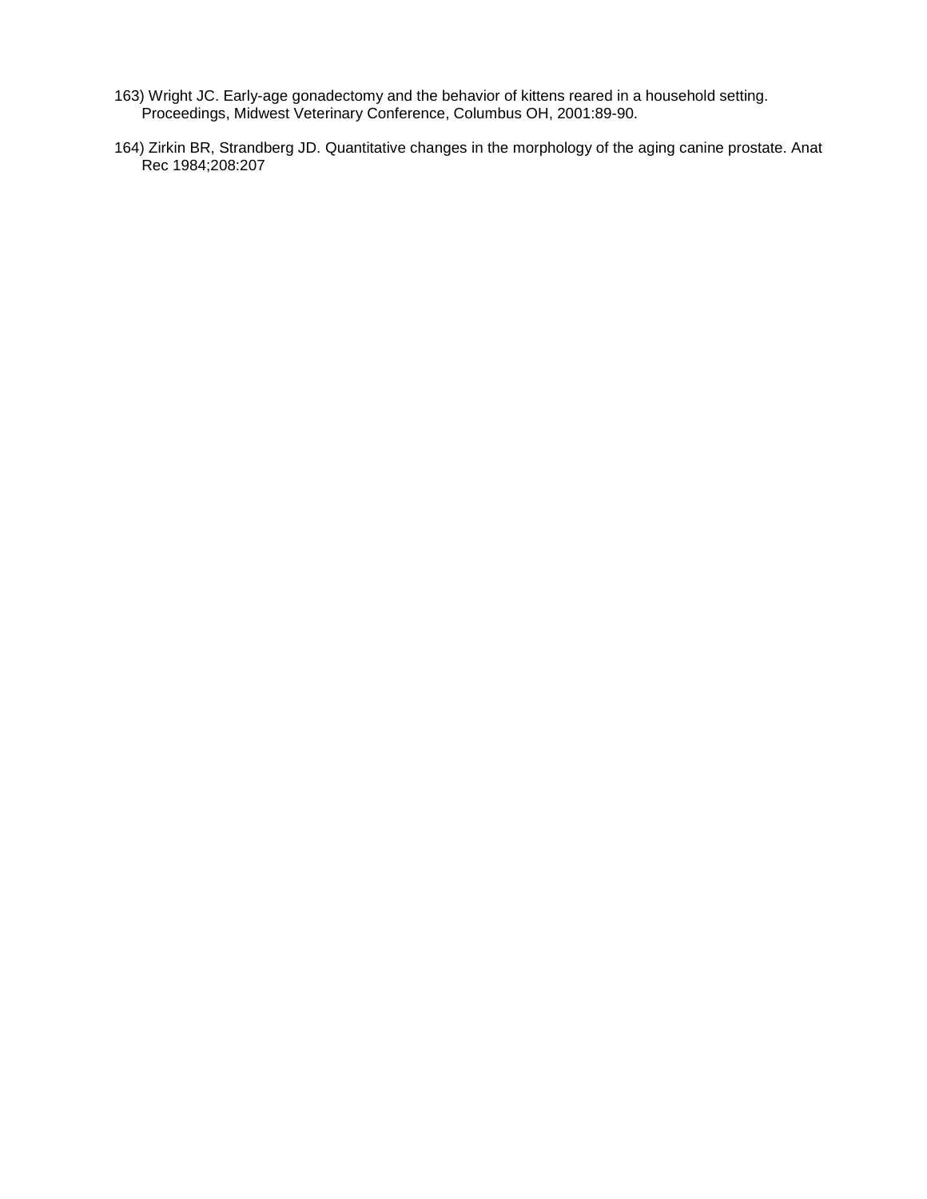163) Wright JC. Early-age gonadectomy and the behavior of kittens reared in a household setting. Proceedings, Midwest Veterinary Conference, Columbus OH, 2001:89-90.

164) Zirkin BR, Strandberg JD. Quantitative changes in the morphology of the aging canine prostate. Anat Rec 1984;208:207